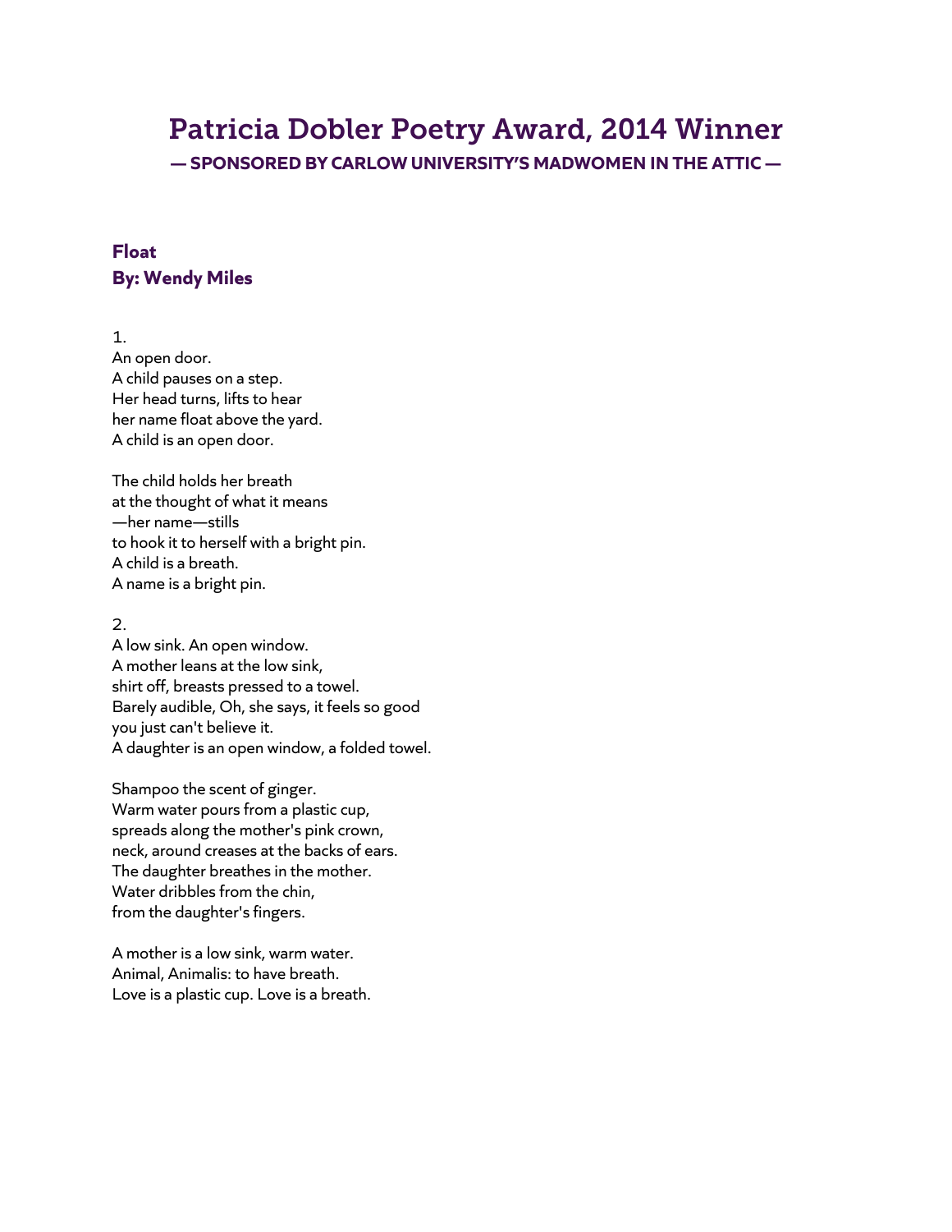# Patricia Dobler Poetry Award, 2014 Winner

**— SPONSORED BY CARLOW UNIVERSITY'S MADWOMEN IN THE ATTIC —**

## Float
**By: Wendy Miles**

1.  
An open door.  
A child pauses on a step.  
Her head turns, lifts to hear  
her name float above the yard.  
A child is an open door.

The child holds her breath  
at the thought of what it means  
—her name—stills  
to hook it to herself with a bright pin.  
A child is a breath.  
A name is a bright pin.

2.  
A low sink. An open window.  
A mother leans at the low sink,  
shirt off, breasts pressed to a towel.  
Barely audible, Oh, she says, it feels so good  
you just can't believe it.  
A daughter is an open window, a folded towel.

Shampoo the scent of ginger.  
Warm water pours from a plastic cup,  
spreads along the mother's pink crown,  
neck, around creases at the backs of ears.  
The daughter breathes in the mother.  
Water dribbles from the chin,  
from the daughter's fingers.

A mother is a low sink, warm water.  
Animal, Animalis: to have breath.  
Love is a plastic cup. Love is a breath.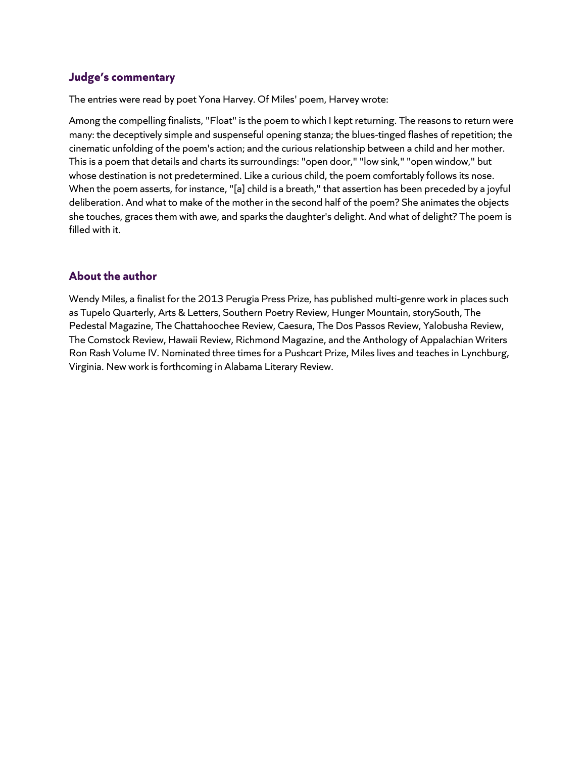## Judge's commentary

The entries were read by poet Yona Harvey. Of Miles' poem, Harvey wrote:

Among the compelling finalists, "Float" is the poem to which I kept returning. The reasons to return were many: the deceptively simple and suspenseful opening stanza; the blues-tinged flashes of repetition; the cinematic unfolding of the poem's action; and the curious relationship between a child and her mother. This is a poem that details and charts its surroundings: "open door," "low sink," "open window," but whose destination is not predetermined. Like a curious child, the poem comfortably follows its nose. When the poem asserts, for instance, "[a] child is a breath," that assertion has been preceded by a joyful deliberation. And what to make of the mother in the second half of the poem? She animates the objects she touches, graces them with awe, and sparks the daughter's delight. And what of delight? The poem is filled with it.

## About the author

Wendy Miles, a finalist for the 2013 Perugia Press Prize, has published multi-genre work in places such as Tupelo Quarterly, Arts & Letters, Southern Poetry Review, Hunger Mountain, storySouth, The Pedestal Magazine, The Chattahoochee Review, Caesura, The Dos Passos Review, Yalobusha Review, The Comstock Review, Hawaii Review, Richmond Magazine, and the Anthology of Appalachian Writers Ron Rash Volume IV. Nominated three times for a Pushcart Prize, Miles lives and teaches in Lynchburg, Virginia. New work is forthcoming in Alabama Literary Review.